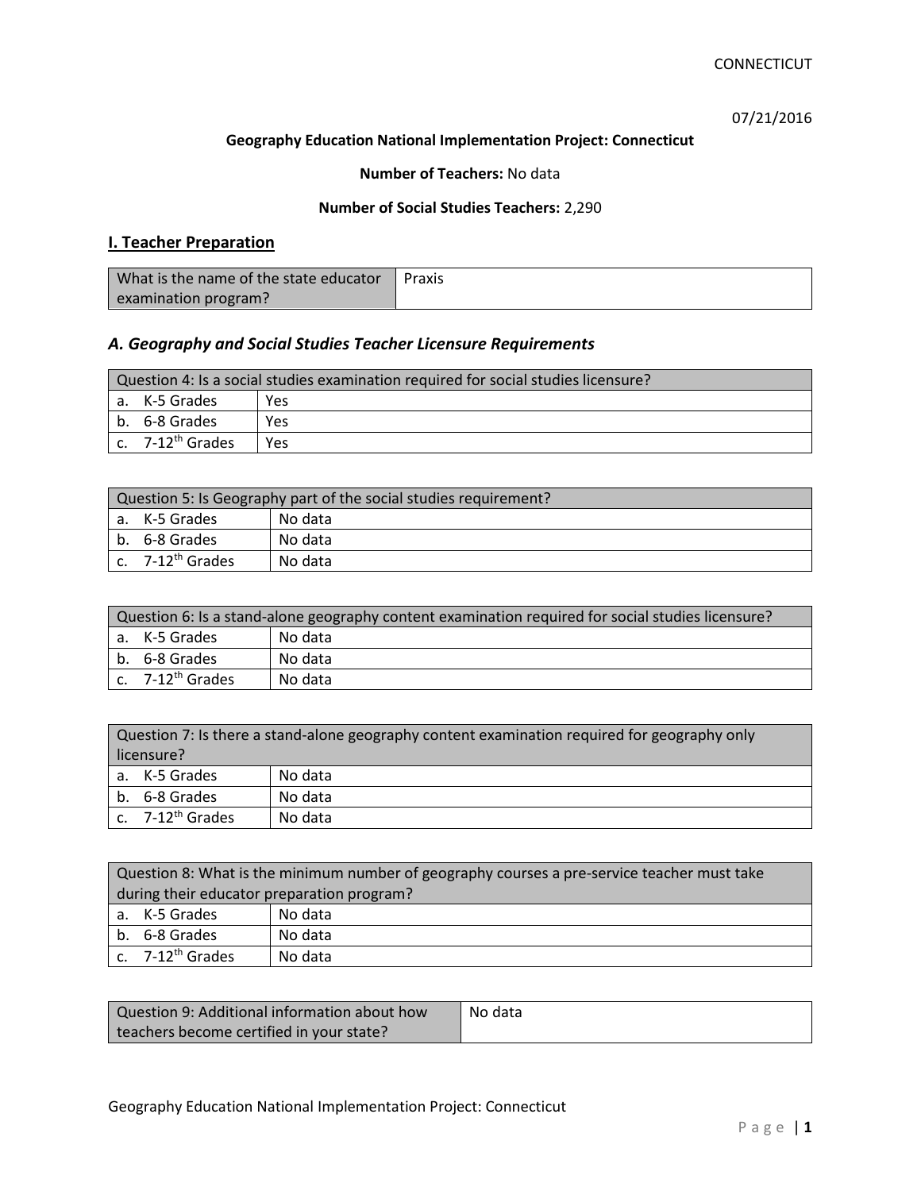07/21/2016

**Geography Education National Implementation Project: Connecticut**

**Number of Teachers:** No data

**Number of Social Studies Teachers:** 2,290

## I. Teacher Preparation

| What is the name of the state educator examination program? | Praxis |
|---|---|

### *A. Geography and Social Studies Teacher Licensure Requirements*

| Question 4: Is a social studies examination required for social studies licensure? | |
|---|---|
| a. K-5 Grades | Yes |
| b. 6-8 Grades | Yes |
| c. 7-12th Grades | Yes |

| Question 5: Is Geography part of the social studies requirement? | |
|---|---|
| a. K-5 Grades | No data |
| b. 6-8 Grades | No data |
| c. 7-12th Grades | No data |

| Question 6: Is a stand-alone geography content examination required for social studies licensure? | |
|---|---|
| a. K-5 Grades | No data |
| b. 6-8 Grades | No data |
| c. 7-12th Grades | No data |

| Question 7: Is there a stand-alone geography content examination required for geography only licensure? | |
|---|---|
| a. K-5 Grades | No data |
| b. 6-8 Grades | No data |
| c. 7-12th Grades | No data |

| Question 8: What is the minimum number of geography courses a pre-service teacher must take during their educator preparation program? | |
|---|---|
| a. K-5 Grades | No data |
| b. 6-8 Grades | No data |
| c. 7-12th Grades | No data |

| Question 9: Additional information about how teachers become certified in your state? | No data |
|---|---|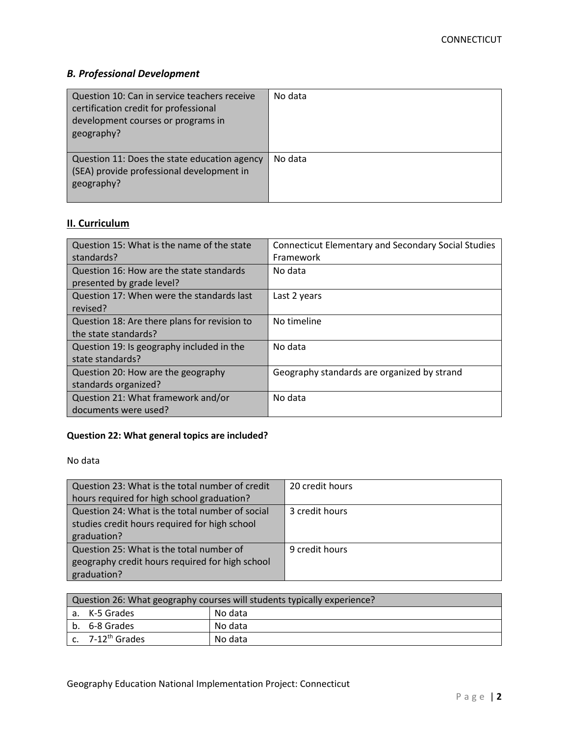### *B. Professional Development*

| Question 10: Can in service teachers receive certification credit for professional development courses or programs in geography? | No data |
| --- | --- |
| Question 11: Does the state education agency (SEA) provide professional development in geography? | No data |

## II. Curriculum

| Question 15: What is the name of the state standards? | Connecticut Elementary and Secondary Social Studies Framework |
| --- | --- |
| Question 16: How are the state standards presented by grade level? | No data |
| Question 17: When were the standards last revised? | Last 2 years |
| Question 18: Are there plans for revision to the state standards? | No timeline |
| Question 19: Is geography included in the state standards? | No data |
| Question 20: How are the geography standards organized? | Geography standards are organized by strand |
| Question 21: What framework and/or documents were used? | No data |

**Question 22: What general topics are included?**

No data

| Question 23: What is the total number of credit hours required for high school graduation? | 20 credit hours |
| --- | --- |
| Question 24: What is the total number of social studies credit hours required for high school graduation? | 3 credit hours |
| Question 25: What is the total number of geography credit hours required for high school graduation? | 9 credit hours |

| Question 26: What geography courses will students typically experience? | |
| --- | --- |
| a. K-5 Grades | No data |
| b. 6-8 Grades | No data |
| c. 7-12th Grades | No data |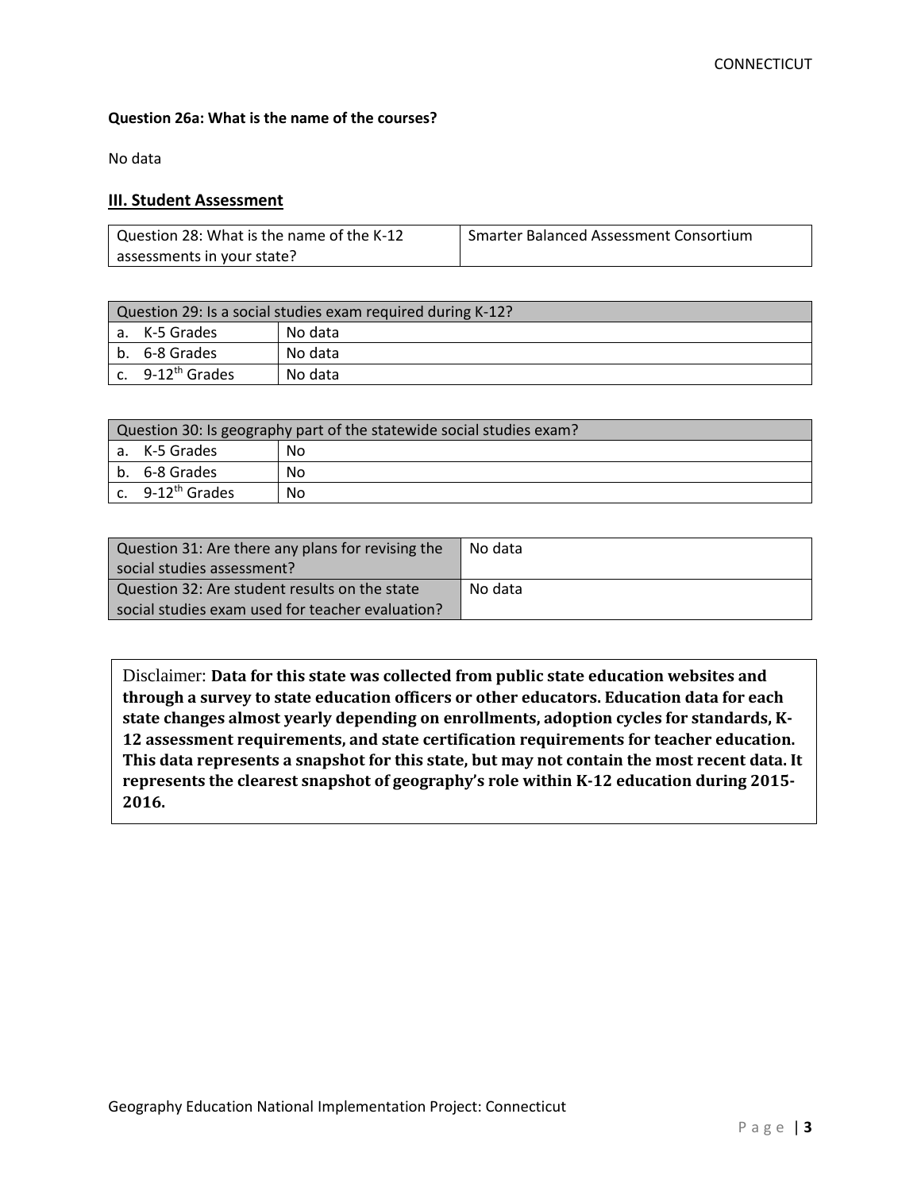**Question 26a: What is the name of the courses?**

No data

## III. Student Assessment

| | |
|---|---|
| Question 28: What is the name of the K-12 assessments in your state? | Smarter Balanced Assessment Consortium |

| Question 29: Is a social studies exam required during K-12? | |
|---|---|
| a. K-5 Grades | No data |
| b. 6-8 Grades | No data |
| c. 9-12th Grades | No data |

| Question 30: Is geography part of the statewide social studies exam? | |
|---|---|
| a. K-5 Grades | No |
| b. 6-8 Grades | No |
| c. 9-12th Grades | No |

| | |
|---|---|
| Question 31: Are there any plans for revising the social studies assessment? | No data |
| Question 32: Are student results on the state social studies exam used for teacher evaluation? | No data |

Disclaimer: **Data for this state was collected from public state education websites and through a survey to state education officers or other educators. Education data for each state changes almost yearly depending on enrollments, adoption cycles for standards, K-12 assessment requirements, and state certification requirements for teacher education. This data represents a snapshot for this state, but may not contain the most recent data. It represents the clearest snapshot of geography's role within K-12 education during 2015-2016.**